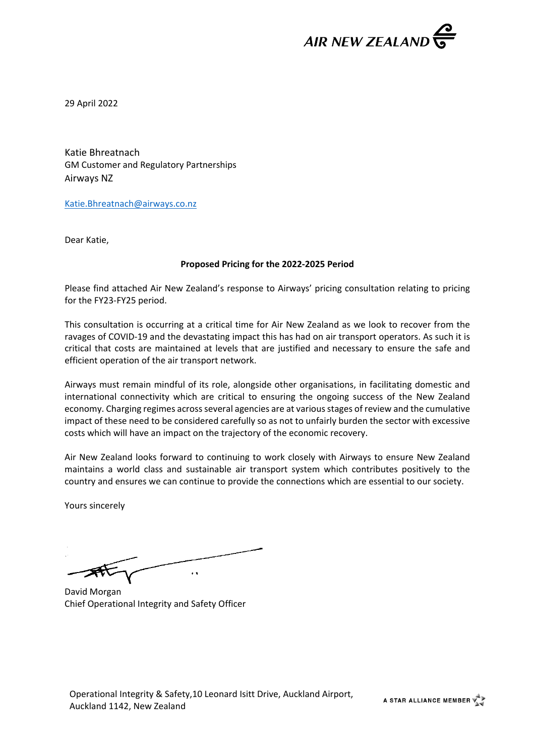AIR NEW ZEALAND

29 April 2022

Katie Bhreatnach
GM Customer and Regulatory Partnerships
Airways NZ

Katie.Bhreatnach@airways.co.nz

Dear Katie,

**Proposed Pricing for the 2022-2025 Period**

Please find attached Air New Zealand's response to Airways' pricing consultation relating to pricing for the FY23-FY25 period.

This consultation is occurring at a critical time for Air New Zealand as we look to recover from the ravages of COVID-19 and the devastating impact this has had on air transport operators. As such it is critical that costs are maintained at levels that are justified and necessary to ensure the safe and efficient operation of the air transport network.

Airways must remain mindful of its role, alongside other organisations, in facilitating domestic and international connectivity which are critical to ensuring the ongoing success of the New Zealand economy. Charging regimes across several agencies are at various stages of review and the cumulative impact of these need to be considered carefully so as not to unfairly burden the sector with excessive costs which will have an impact on the trajectory of the economic recovery.

Air New Zealand looks forward to continuing to work closely with Airways to ensure New Zealand maintains a world class and sustainable air transport system which contributes positively to the country and ensures we can continue to provide the connections which are essential to our society.

Yours sincerely

David Morgan
Chief Operational Integrity and Safety Officer

Operational Integrity & Safety, 10 Leonard Isitt Drive, Auckland Airport, Auckland 1142, New Zealand

A STAR ALLIANCE MEMBER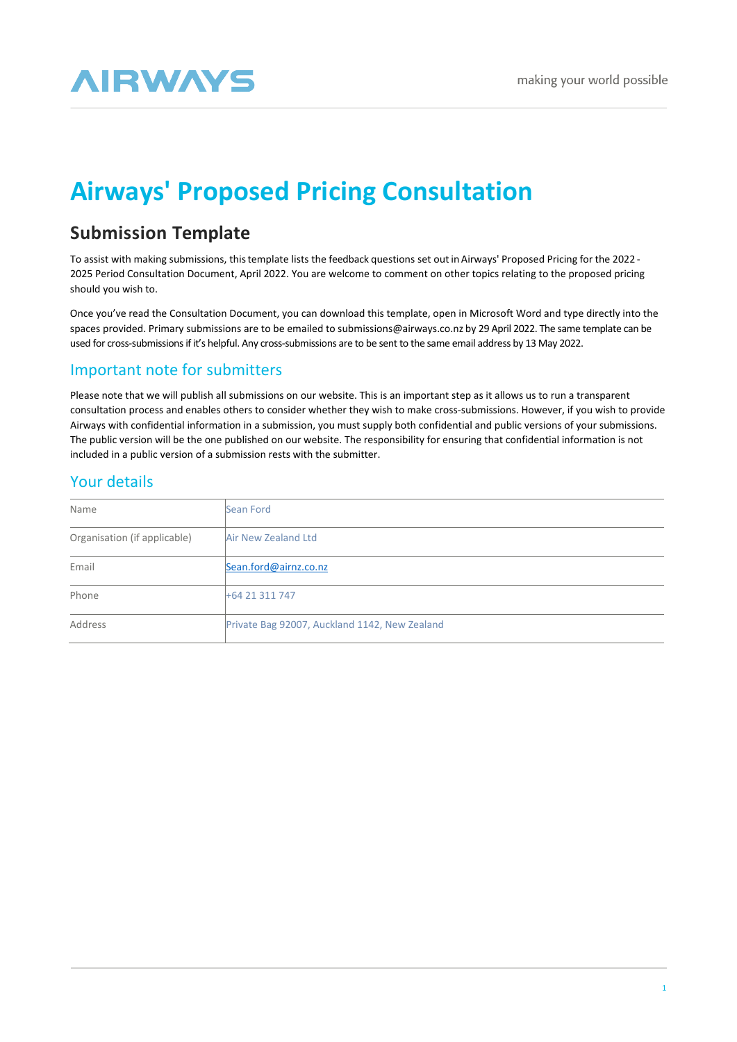# Airways' Proposed Pricing Consultation

## Submission Template

To assist with making submissions, this template lists the feedback questions set out in Airways' Proposed Pricing for the 2022 - 2025 Period Consultation Document, April 2022. You are welcome to comment on other topics relating to the proposed pricing should you wish to.

Once you've read the Consultation Document, you can download this template, open in Microsoft Word and type directly into the spaces provided. Primary submissions are to be emailed to submissions@airways.co.nz by 29 April 2022. The same template can be used for cross-submissions if it's helpful. Any cross-submissions are to be sent to the same email address by 13 May 2022.

### Important note for submitters

Please note that we will publish all submissions on our website. This is an important step as it allows us to run a transparent consultation process and enables others to consider whether they wish to make cross-submissions. However, if you wish to provide Airways with confidential information in a submission, you must supply both confidential and public versions of your submissions. The public version will be the one published on our website. The responsibility for ensuring that confidential information is not included in a public version of a submission rests with the submitter.

### Your details

| | |
|---|---|
| Name | Sean Ford |
| Organisation (if applicable) | Air New Zealand Ltd |
| Email | Sean.ford@airnz.co.nz |
| Phone | +64 21 311 747 |
| Address | Private Bag 92007, Auckland 1142, New Zealand |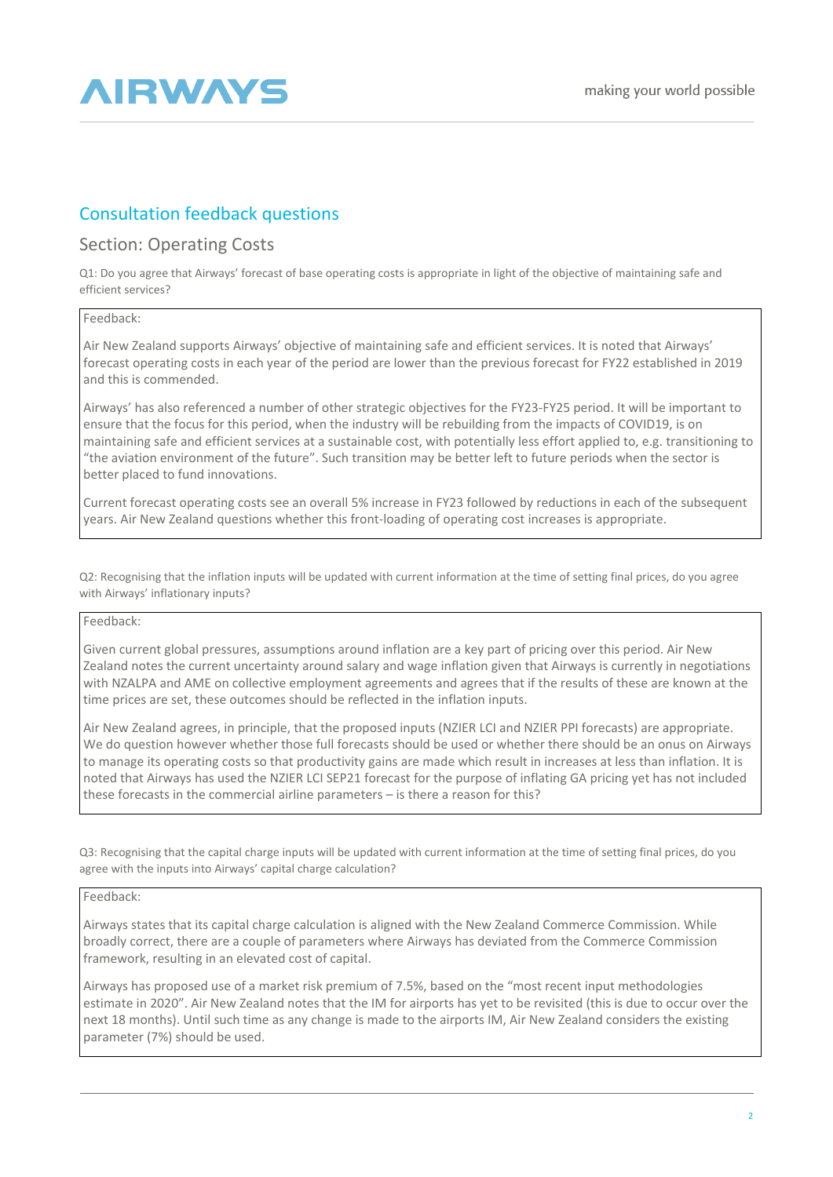## Consultation feedback questions

### Section: Operating Costs

Q1: Do you agree that Airways' forecast of base operating costs is appropriate in light of the objective of maintaining safe and efficient services?

Feedback:

Air New Zealand supports Airways' objective of maintaining safe and efficient services. It is noted that Airways' forecast operating costs in each year of the period are lower than the previous forecast for FY22 established in 2019 and this is commended.

Airways' has also referenced a number of other strategic objectives for the FY23-FY25 period. It will be important to ensure that the focus for this period, when the industry will be rebuilding from the impacts of COVID19, is on maintaining safe and efficient services at a sustainable cost, with potentially less effort applied to, e.g. transitioning to "the aviation environment of the future". Such transition may be better left to future periods when the sector is better placed to fund innovations.

Current forecast operating costs see an overall 5% increase in FY23 followed by reductions in each of the subsequent years. Air New Zealand questions whether this front-loading of operating cost increases is appropriate.

Q2: Recognising that the inflation inputs will be updated with current information at the time of setting final prices, do you agree with Airways' inflationary inputs?

Feedback:

Given current global pressures, assumptions around inflation are a key part of pricing over this period. Air New Zealand notes the current uncertainty around salary and wage inflation given that Airways is currently in negotiations with NZALPA and AME on collective employment agreements and agrees that if the results of these are known at the time prices are set, these outcomes should be reflected in the inflation inputs.

Air New Zealand agrees, in principle, that the proposed inputs (NZIER LCI and NZIER PPI forecasts) are appropriate. We do question however whether those full forecasts should be used or whether there should be an onus on Airways to manage its operating costs so that productivity gains are made which result in increases at less than inflation. It is noted that Airways has used the NZIER LCI SEP21 forecast for the purpose of inflating GA pricing yet has not included these forecasts in the commercial airline parameters – is there a reason for this?

Q3: Recognising that the capital charge inputs will be updated with current information at the time of setting final prices, do you agree with the inputs into Airways' capital charge calculation?

Feedback:

Airways states that its capital charge calculation is aligned with the New Zealand Commerce Commission. While broadly correct, there are a couple of parameters where Airways has deviated from the Commerce Commission framework, resulting in an elevated cost of capital.

Airways has proposed use of a market risk premium of 7.5%, based on the "most recent input methodologies estimate in 2020". Air New Zealand notes that the IM for airports has yet to be revisited (this is due to occur over the next 18 months). Until such time as any change is made to the airports IM, Air New Zealand considers the existing parameter (7%) should be used.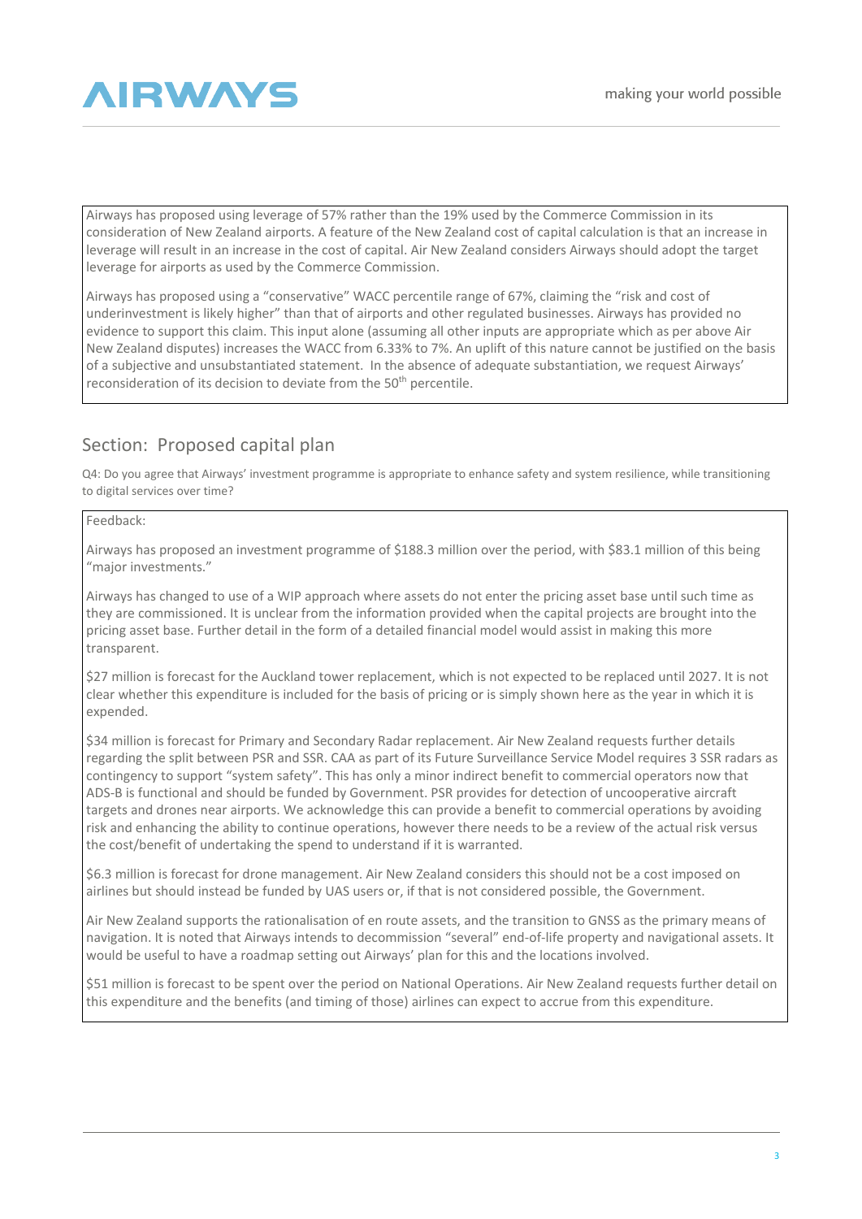Airways has proposed using leverage of 57% rather than the 19% used by the Commerce Commission in its consideration of New Zealand airports. A feature of the New Zealand cost of capital calculation is that an increase in leverage will result in an increase in the cost of capital. Air New Zealand considers Airways should adopt the target leverage for airports as used by the Commerce Commission.

Airways has proposed using a "conservative" WACC percentile range of 67%, claiming the "risk and cost of underinvestment is likely higher" than that of airports and other regulated businesses. Airways has provided no evidence to support this claim. This input alone (assuming all other inputs are appropriate which as per above Air New Zealand disputes) increases the WACC from 6.33% to 7%. An uplift of this nature cannot be justified on the basis of a subjective and unsubstantiated statement. In the absence of adequate substantiation, we request Airways' reconsideration of its decision to deviate from the 50th percentile.

## Section: Proposed capital plan

Q4: Do you agree that Airways' investment programme is appropriate to enhance safety and system resilience, while transitioning to digital services over time?

Feedback:

Airways has proposed an investment programme of $188.3 million over the period, with $83.1 million of this being "major investments."

Airways has changed to use of a WIP approach where assets do not enter the pricing asset base until such time as they are commissioned. It is unclear from the information provided when the capital projects are brought into the pricing asset base. Further detail in the form of a detailed financial model would assist in making this more transparent.

$27 million is forecast for the Auckland tower replacement, which is not expected to be replaced until 2027. It is not clear whether this expenditure is included for the basis of pricing or is simply shown here as the year in which it is expended.

$34 million is forecast for Primary and Secondary Radar replacement. Air New Zealand requests further details regarding the split between PSR and SSR. CAA as part of its Future Surveillance Service Model requires 3 SSR radars as contingency to support "system safety". This has only a minor indirect benefit to commercial operators now that ADS-B is functional and should be funded by Government. PSR provides for detection of uncooperative aircraft targets and drones near airports. We acknowledge this can provide a benefit to commercial operations by avoiding risk and enhancing the ability to continue operations, however there needs to be a review of the actual risk versus the cost/benefit of undertaking the spend to understand if it is warranted.

$6.3 million is forecast for drone management. Air New Zealand considers this should not be a cost imposed on airlines but should instead be funded by UAS users or, if that is not considered possible, the Government.

Air New Zealand supports the rationalisation of en route assets, and the transition to GNSS as the primary means of navigation. It is noted that Airways intends to decommission "several" end-of-life property and navigational assets. It would be useful to have a roadmap setting out Airways' plan for this and the locations involved.

$51 million is forecast to be spent over the period on National Operations. Air New Zealand requests further detail on this expenditure and the benefits (and timing of those) airlines can expect to accrue from this expenditure.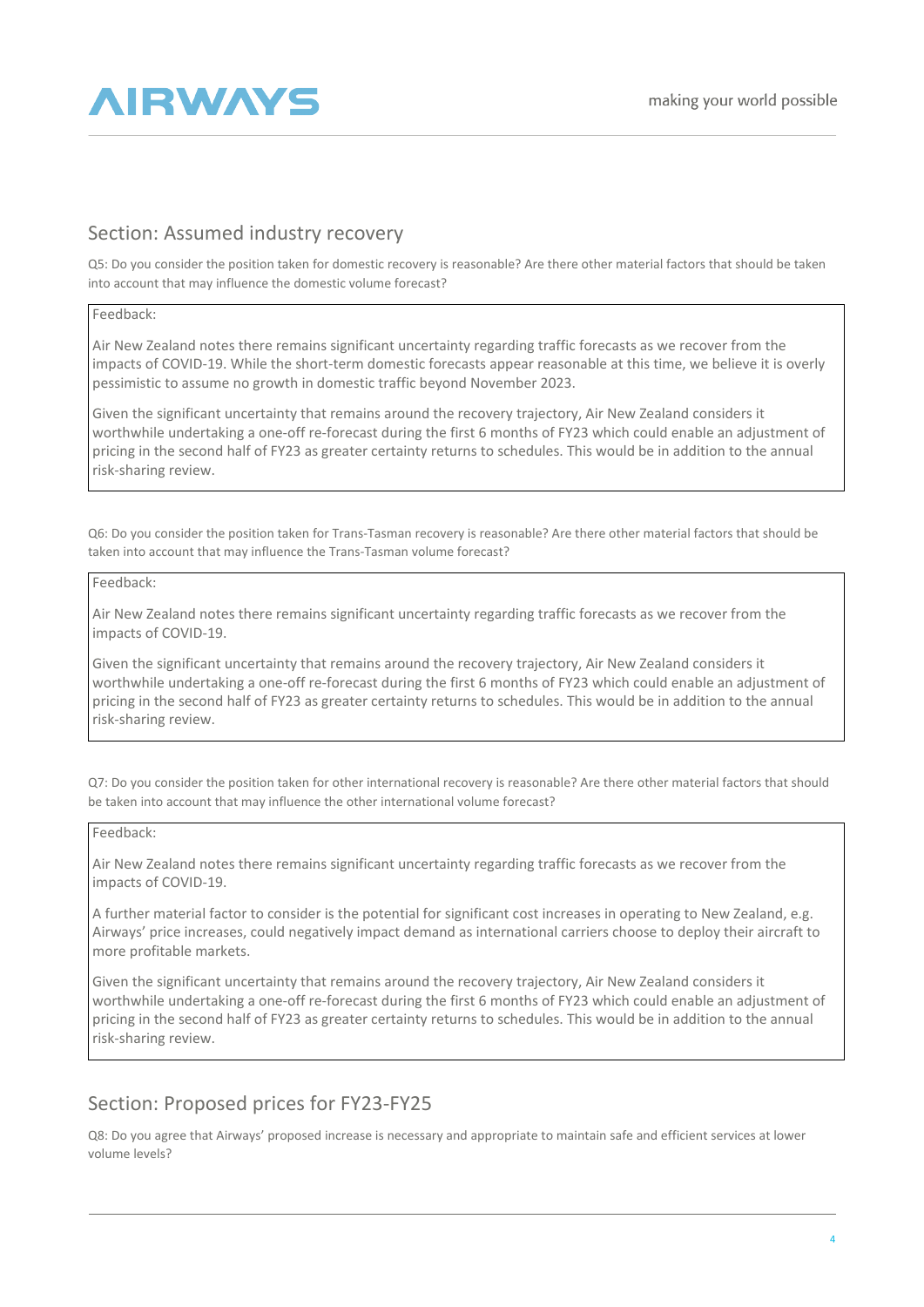## Section: Assumed industry recovery

Q5: Do you consider the position taken for domestic recovery is reasonable? Are there other material factors that should be taken into account that may influence the domestic volume forecast?

Feedback:

Air New Zealand notes there remains significant uncertainty regarding traffic forecasts as we recover from the impacts of COVID-19. While the short-term domestic forecasts appear reasonable at this time, we believe it is overly pessimistic to assume no growth in domestic traffic beyond November 2023.

Given the significant uncertainty that remains around the recovery trajectory, Air New Zealand considers it worthwhile undertaking a one-off re-forecast during the first 6 months of FY23 which could enable an adjustment of pricing in the second half of FY23 as greater certainty returns to schedules. This would be in addition to the annual risk-sharing review.

Q6: Do you consider the position taken for Trans-Tasman recovery is reasonable? Are there other material factors that should be taken into account that may influence the Trans-Tasman volume forecast?

Feedback:

Air New Zealand notes there remains significant uncertainty regarding traffic forecasts as we recover from the impacts of COVID-19.

Given the significant uncertainty that remains around the recovery trajectory, Air New Zealand considers it worthwhile undertaking a one-off re-forecast during the first 6 months of FY23 which could enable an adjustment of pricing in the second half of FY23 as greater certainty returns to schedules. This would be in addition to the annual risk-sharing review.

Q7: Do you consider the position taken for other international recovery is reasonable? Are there other material factors that should be taken into account that may influence the other international volume forecast?

Feedback:

Air New Zealand notes there remains significant uncertainty regarding traffic forecasts as we recover from the impacts of COVID-19.

A further material factor to consider is the potential for significant cost increases in operating to New Zealand, e.g. Airways' price increases, could negatively impact demand as international carriers choose to deploy their aircraft to more profitable markets.

Given the significant uncertainty that remains around the recovery trajectory, Air New Zealand considers it worthwhile undertaking a one-off re-forecast during the first 6 months of FY23 which could enable an adjustment of pricing in the second half of FY23 as greater certainty returns to schedules. This would be in addition to the annual risk-sharing review.

## Section: Proposed prices for FY23-FY25

Q8: Do you agree that Airways' proposed increase is necessary and appropriate to maintain safe and efficient services at lower volume levels?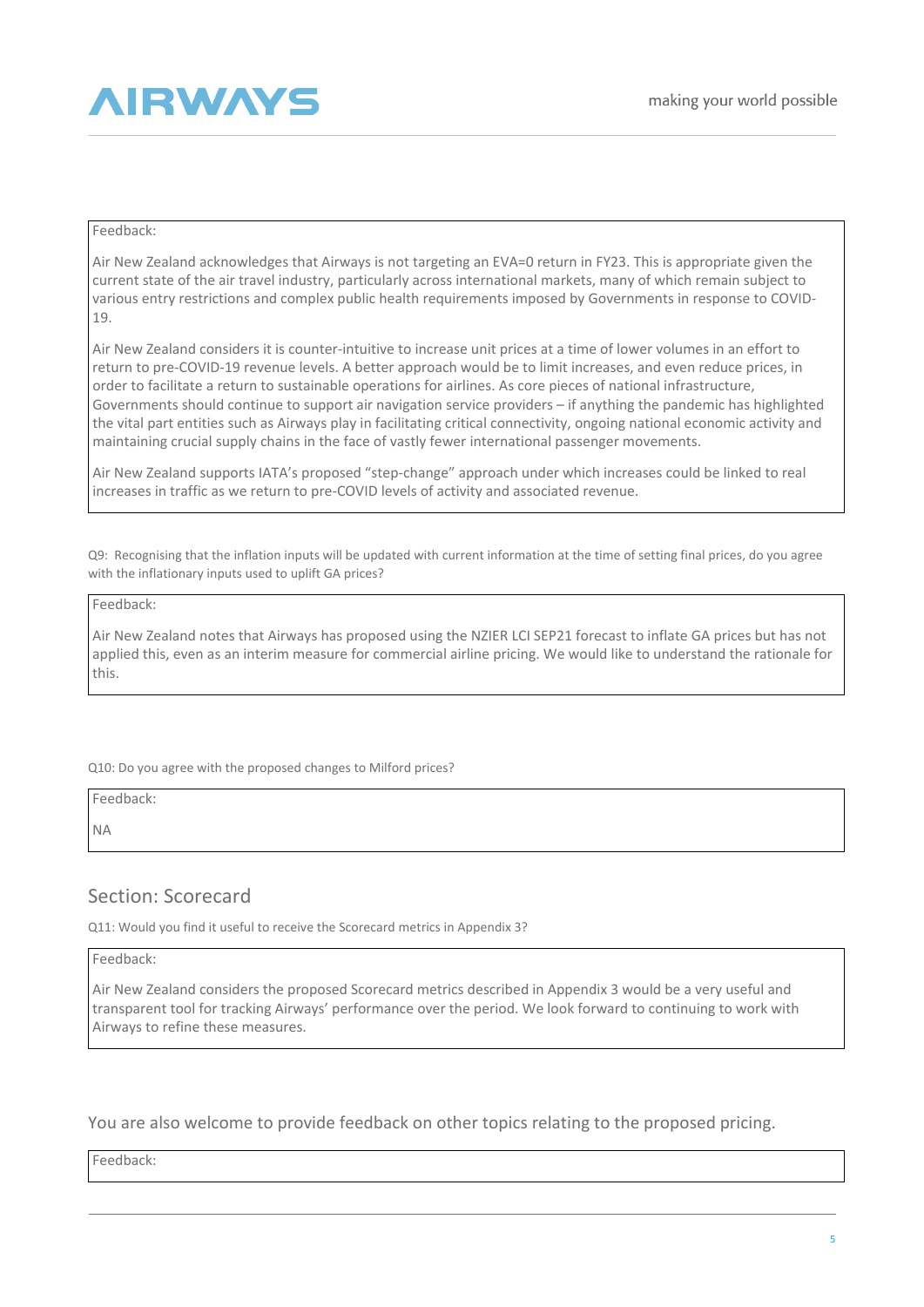Feedback:

Air New Zealand acknowledges that Airways is not targeting an EVA=0 return in FY23. This is appropriate given the current state of the air travel industry, particularly across international markets, many of which remain subject to various entry restrictions and complex public health requirements imposed by Governments in response to COVID-19.

Air New Zealand considers it is counter-intuitive to increase unit prices at a time of lower volumes in an effort to return to pre-COVID-19 revenue levels. A better approach would be to limit increases, and even reduce prices, in order to facilitate a return to sustainable operations for airlines. As core pieces of national infrastructure, Governments should continue to support air navigation service providers – if anything the pandemic has highlighted the vital part entities such as Airways play in facilitating critical connectivity, ongoing national economic activity and maintaining crucial supply chains in the face of vastly fewer international passenger movements.

Air New Zealand supports IATA's proposed "step-change" approach under which increases could be linked to real increases in traffic as we return to pre-COVID levels of activity and associated revenue.

Q9: Recognising that the inflation inputs will be updated with current information at the time of setting final prices, do you agree with the inflationary inputs used to uplift GA prices?

Feedback:

Air New Zealand notes that Airways has proposed using the NZIER LCI SEP21 forecast to inflate GA prices but has not applied this, even as an interim measure for commercial airline pricing. We would like to understand the rationale for this.

Q10: Do you agree with the proposed changes to Milford prices?

Feedback:

NA

## Section: Scorecard

Q11: Would you find it useful to receive the Scorecard metrics in Appendix 3?

Feedback:

Air New Zealand considers the proposed Scorecard metrics described in Appendix 3 would be a very useful and transparent tool for tracking Airways' performance over the period. We look forward to continuing to work with Airways to refine these measures.

You are also welcome to provide feedback on other topics relating to the proposed pricing.

Feedback: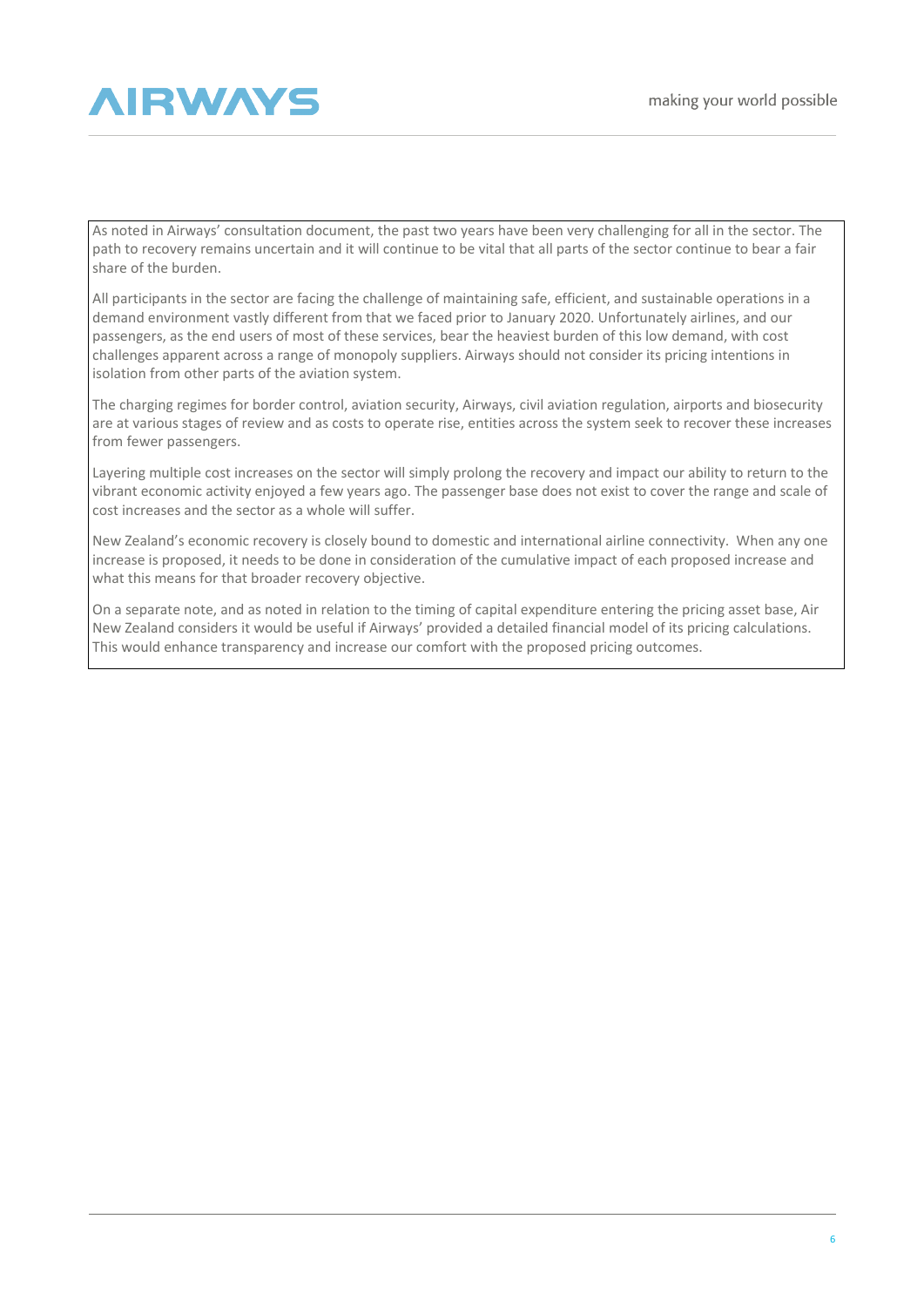As noted in Airways' consultation document, the past two years have been very challenging for all in the sector. The path to recovery remains uncertain and it will continue to be vital that all parts of the sector continue to bear a fair share of the burden.

All participants in the sector are facing the challenge of maintaining safe, efficient, and sustainable operations in a demand environment vastly different from that we faced prior to January 2020. Unfortunately airlines, and our passengers, as the end users of most of these services, bear the heaviest burden of this low demand, with cost challenges apparent across a range of monopoly suppliers. Airways should not consider its pricing intentions in isolation from other parts of the aviation system.

The charging regimes for border control, aviation security, Airways, civil aviation regulation, airports and biosecurity are at various stages of review and as costs to operate rise, entities across the system seek to recover these increases from fewer passengers.

Layering multiple cost increases on the sector will simply prolong the recovery and impact our ability to return to the vibrant economic activity enjoyed a few years ago. The passenger base does not exist to cover the range and scale of cost increases and the sector as a whole will suffer.

New Zealand's economic recovery is closely bound to domestic and international airline connectivity. When any one increase is proposed, it needs to be done in consideration of the cumulative impact of each proposed increase and what this means for that broader recovery objective.

On a separate note, and as noted in relation to the timing of capital expenditure entering the pricing asset base, Air New Zealand considers it would be useful if Airways' provided a detailed financial model of its pricing calculations. This would enhance transparency and increase our comfort with the proposed pricing outcomes.